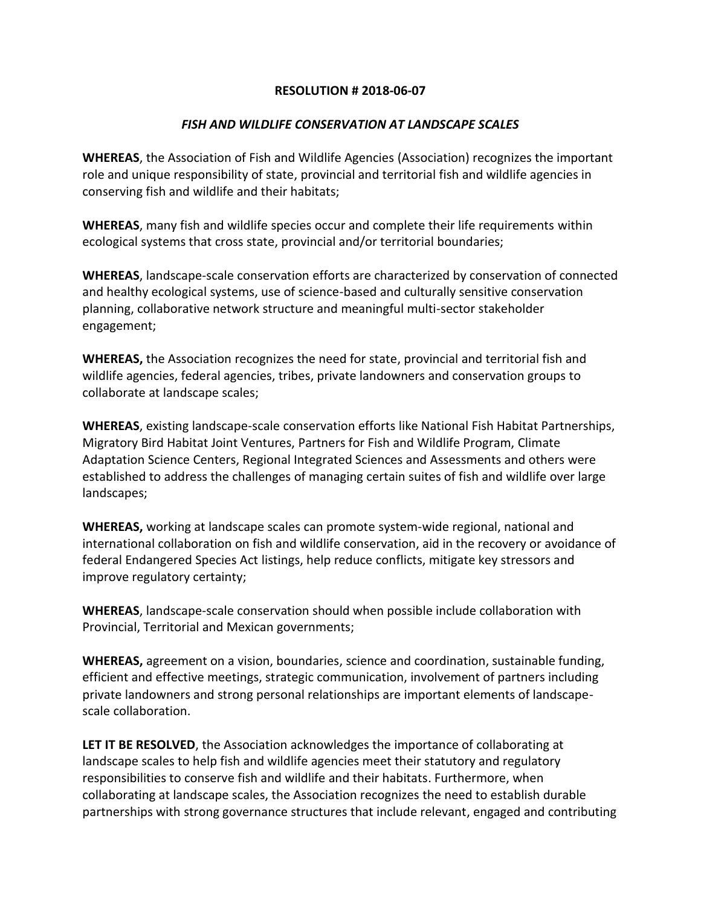# RESOLUTION # 2018-06-07

## *FISH AND WILDLIFE CONSERVATION AT LANDSCAPE SCALES*

**WHEREAS**, the Association of Fish and Wildlife Agencies (Association) recognizes the important role and unique responsibility of state, provincial and territorial fish and wildlife agencies in conserving fish and wildlife and their habitats;

**WHEREAS**, many fish and wildlife species occur and complete their life requirements within ecological systems that cross state, provincial and/or territorial boundaries;

**WHEREAS**, landscape-scale conservation efforts are characterized by conservation of connected and healthy ecological systems, use of science-based and culturally sensitive conservation planning, collaborative network structure and meaningful multi-sector stakeholder engagement;

**WHEREAS,** the Association recognizes the need for state, provincial and territorial fish and wildlife agencies, federal agencies, tribes, private landowners and conservation groups to collaborate at landscape scales;

**WHEREAS**, existing landscape-scale conservation efforts like National Fish Habitat Partnerships, Migratory Bird Habitat Joint Ventures, Partners for Fish and Wildlife Program, Climate Adaptation Science Centers, Regional Integrated Sciences and Assessments and others were established to address the challenges of managing certain suites of fish and wildlife over large landscapes;

**WHEREAS,** working at landscape scales can promote system-wide regional, national and international collaboration on fish and wildlife conservation, aid in the recovery or avoidance of federal Endangered Species Act listings, help reduce conflicts, mitigate key stressors and improve regulatory certainty;

**WHEREAS**, landscape-scale conservation should when possible include collaboration with Provincial, Territorial and Mexican governments;

**WHEREAS,** agreement on a vision, boundaries, science and coordination, sustainable funding, efficient and effective meetings, strategic communication, involvement of partners including private landowners and strong personal relationships are important elements of landscape-scale collaboration.

**LET IT BE RESOLVED**, the Association acknowledges the importance of collaborating at landscape scales to help fish and wildlife agencies meet their statutory and regulatory responsibilities to conserve fish and wildlife and their habitats. Furthermore, when collaborating at landscape scales, the Association recognizes the need to establish durable partnerships with strong governance structures that include relevant, engaged and contributing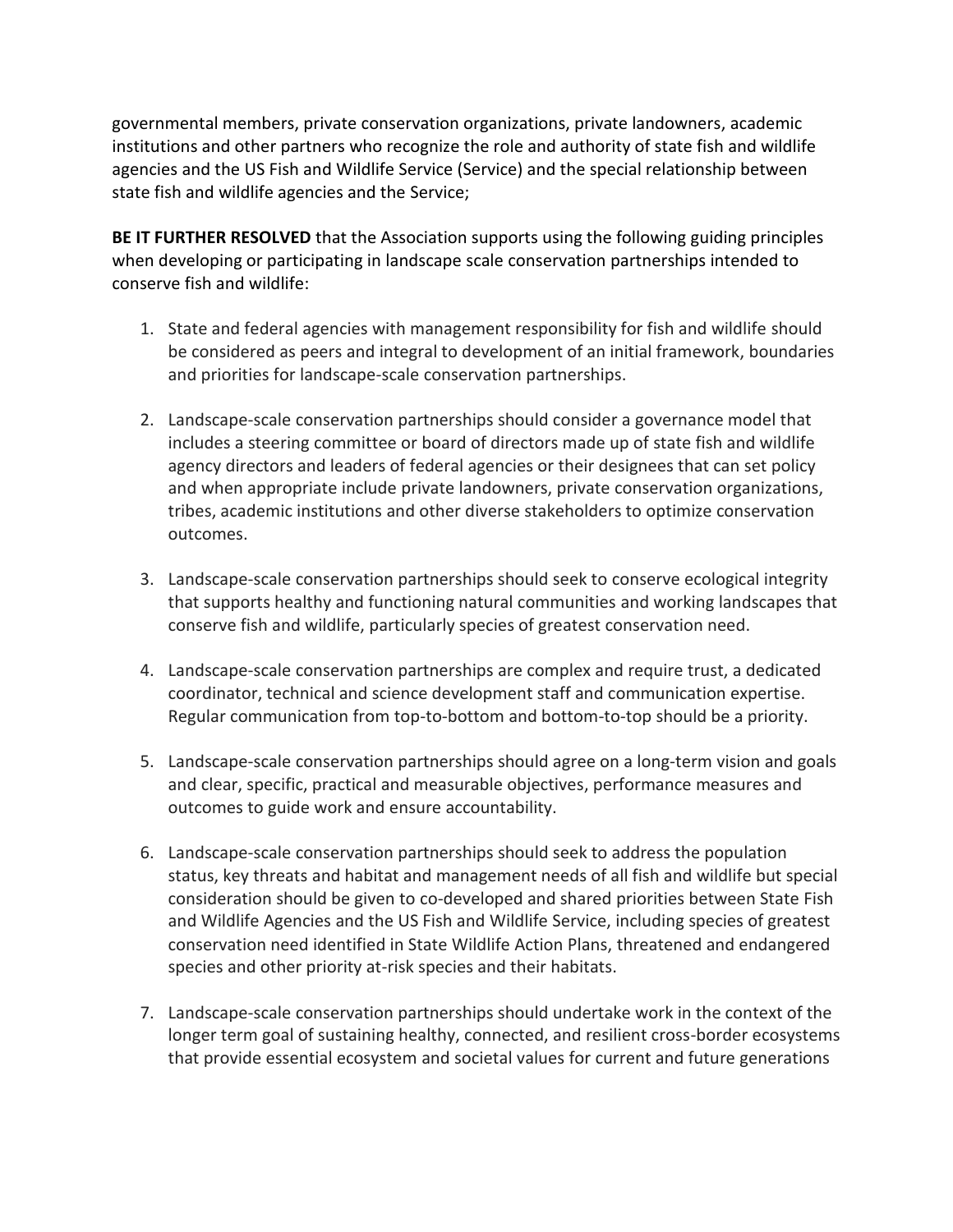governmental members, private conservation organizations, private landowners, academic institutions and other partners who recognize the role and authority of state fish and wildlife agencies and the US Fish and Wildlife Service (Service) and the special relationship between state fish and wildlife agencies and the Service;

**BE IT FURTHER RESOLVED** that the Association supports using the following guiding principles when developing or participating in landscape scale conservation partnerships intended to conserve fish and wildlife:

1. State and federal agencies with management responsibility for fish and wildlife should be considered as peers and integral to development of an initial framework, boundaries and priorities for landscape-scale conservation partnerships.

2. Landscape-scale conservation partnerships should consider a governance model that includes a steering committee or board of directors made up of state fish and wildlife agency directors and leaders of federal agencies or their designees that can set policy and when appropriate include private landowners, private conservation organizations, tribes, academic institutions and other diverse stakeholders to optimize conservation outcomes.

3. Landscape-scale conservation partnerships should seek to conserve ecological integrity that supports healthy and functioning natural communities and working landscapes that conserve fish and wildlife, particularly species of greatest conservation need.

4. Landscape-scale conservation partnerships are complex and require trust, a dedicated coordinator, technical and science development staff and communication expertise. Regular communication from top-to-bottom and bottom-to-top should be a priority.

5. Landscape-scale conservation partnerships should agree on a long-term vision and goals and clear, specific, practical and measurable objectives, performance measures and outcomes to guide work and ensure accountability.

6. Landscape-scale conservation partnerships should seek to address the population status, key threats and habitat and management needs of all fish and wildlife but special consideration should be given to co-developed and shared priorities between State Fish and Wildlife Agencies and the US Fish and Wildlife Service, including species of greatest conservation need identified in State Wildlife Action Plans, threatened and endangered species and other priority at-risk species and their habitats.

7. Landscape-scale conservation partnerships should undertake work in the context of the longer term goal of sustaining healthy, connected, and resilient cross-border ecosystems that provide essential ecosystem and societal values for current and future generations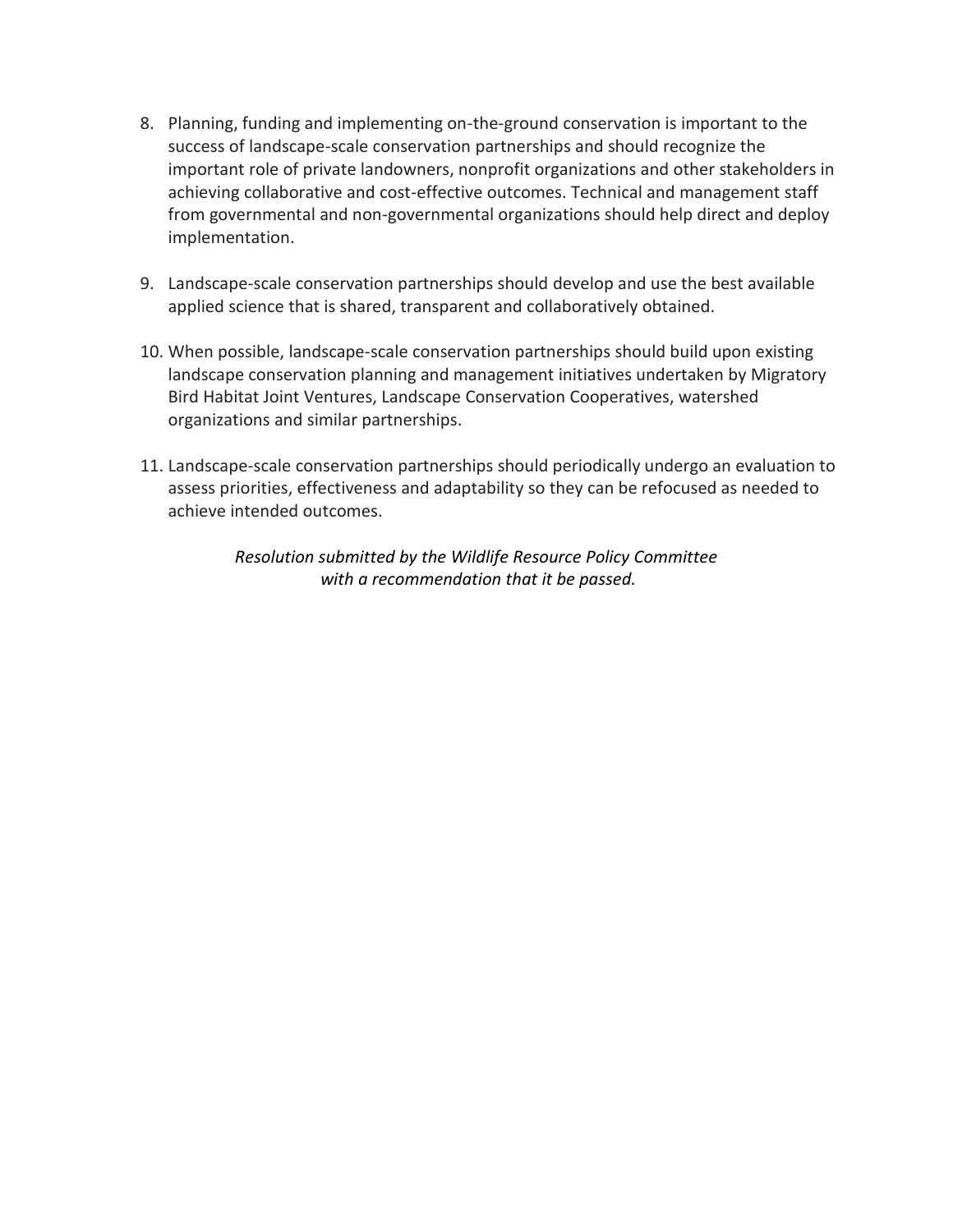8. Planning, funding and implementing on-the-ground conservation is important to the success of landscape-scale conservation partnerships and should recognize the important role of private landowners, nonprofit organizations and other stakeholders in achieving collaborative and cost-effective outcomes. Technical and management staff from governmental and non-governmental organizations should help direct and deploy implementation.

9. Landscape-scale conservation partnerships should develop and use the best available applied science that is shared, transparent and collaboratively obtained.

10. When possible, landscape-scale conservation partnerships should build upon existing landscape conservation planning and management initiatives undertaken by Migratory Bird Habitat Joint Ventures, Landscape Conservation Cooperatives, watershed organizations and similar partnerships.

11. Landscape-scale conservation partnerships should periodically undergo an evaluation to assess priorities, effectiveness and adaptability so they can be refocused as needed to achieve intended outcomes.

*Resolution submitted by the Wildlife Resource Policy Committee with a recommendation that it be passed.*